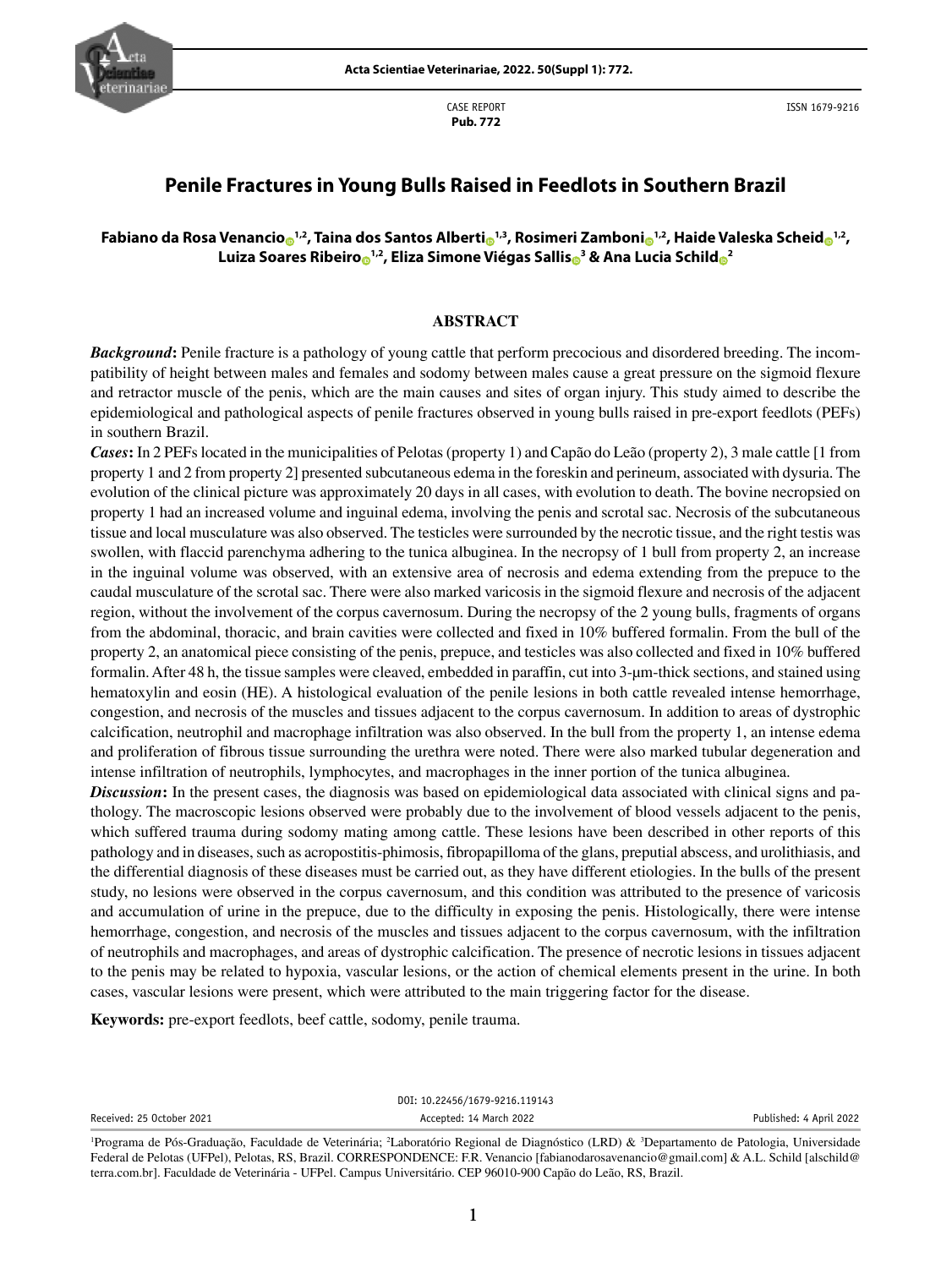CASE REPORT
**Pub. 772**

ISSN 1679-9216

# Penile Fractures in Young Bulls Raised in Feedlots in Southern Brazil

**Fabiano da Rosa Venancio[1,2], Taina dos Santos Alberti[1,3], Rosimeri Zamboni[1,2], Haide Valeska Scheid[1,2], Luiza Soares Ribeiro[1,2], Eliza Simone Viégas Sallis[3] & Ana Lucia Schild[2]**

## ABSTRACT

***Background*:** Penile fracture is a pathology of young cattle that perform precocious and disordered breeding. The incompatibility of height between males and females and sodomy between males cause a great pressure on the sigmoid flexure and retractor muscle of the penis, which are the main causes and sites of organ injury. This study aimed to describe the epidemiological and pathological aspects of penile fractures observed in young bulls raised in pre-export feedlots (PEFs) in southern Brazil.

***Cases*:** In 2 PEFs located in the municipalities of Pelotas (property 1) and Capão do Leão (property 2), 3 male cattle [1 from property 1 and 2 from property 2] presented subcutaneous edema in the foreskin and perineum, associated with dysuria. The evolution of the clinical picture was approximately 20 days in all cases, with evolution to death. The bovine necropsied on property 1 had an increased volume and inguinal edema, involving the penis and scrotal sac. Necrosis of the subcutaneous tissue and local musculature was also observed. The testicles were surrounded by the necrotic tissue, and the right testis was swollen, with flaccid parenchyma adhering to the tunica albuginea. In the necropsy of 1 bull from property 2, an increase in the inguinal volume was observed, with an extensive area of necrosis and edema extending from the prepuce to the caudal musculature of the scrotal sac. There were also marked varicosis in the sigmoid flexure and necrosis of the adjacent region, without the involvement of the corpus cavernosum. During the necropsy of the 2 young bulls, fragments of organs from the abdominal, thoracic, and brain cavities were collected and fixed in 10% buffered formalin. From the bull of the property 2, an anatomical piece consisting of the penis, prepuce, and testicles was also collected and fixed in 10% buffered formalin. After 48 h, the tissue samples were cleaved, embedded in paraffin, cut into 3-μm-thick sections, and stained using hematoxylin and eosin (HE). A histological evaluation of the penile lesions in both cattle revealed intense hemorrhage, congestion, and necrosis of the muscles and tissues adjacent to the corpus cavernosum. In addition to areas of dystrophic calcification, neutrophil and macrophage infiltration was also observed. In the bull from the property 1, an intense edema and proliferation of fibrous tissue surrounding the urethra were noted. There were also marked tubular degeneration and intense infiltration of neutrophils, lymphocytes, and macrophages in the inner portion of the tunica albuginea.

***Discussion*:** In the present cases, the diagnosis was based on epidemiological data associated with clinical signs and pathology. The macroscopic lesions observed were probably due to the involvement of blood vessels adjacent to the penis, which suffered trauma during sodomy mating among cattle. These lesions have been described in other reports of this pathology and in diseases, such as acropostitis-phimosis, fibropapilloma of the glans, preputial abscess, and urolithiasis, and the differential diagnosis of these diseases must be carried out, as they have different etiologies. In the bulls of the present study, no lesions were observed in the corpus cavernosum, and this condition was attributed to the presence of varicosis and accumulation of urine in the prepuce, due to the difficulty in exposing the penis. Histologically, there were intense hemorrhage, congestion, and necrosis of the muscles and tissues adjacent to the corpus cavernosum, with the infiltration of neutrophils and macrophages, and areas of dystrophic calcification. The presence of necrotic lesions in tissues adjacent to the penis may be related to hypoxia, vascular lesions, or the action of chemical elements present in the urine. In both cases, vascular lesions were present, which were attributed to the main triggering factor for the disease.

**Keywords:** pre-export feedlots, beef cattle, sodomy, penile trauma.

DOI: 10.22456/1679-9216.119143

Received: 25 October 2021 | Accepted: 14 March 2022 | Published: 4 April 2022

[1]Programa de Pós-Graduação, Faculdade de Veterinária; [2]Laboratório Regional de Diagnóstico (LRD) & [3]Departamento de Patologia, Universidade Federal de Pelotas (UFPel), Pelotas, RS, Brazil. CORRESPONDENCE: F.R. Venancio [fabianodarosavenancio@gmail.com] & A.L. Schild [alschild@terra.com.br]. Faculdade de Veterinária - UFPel. Campus Universitário. CEP 96010-900 Capão do Leão, RS, Brazil.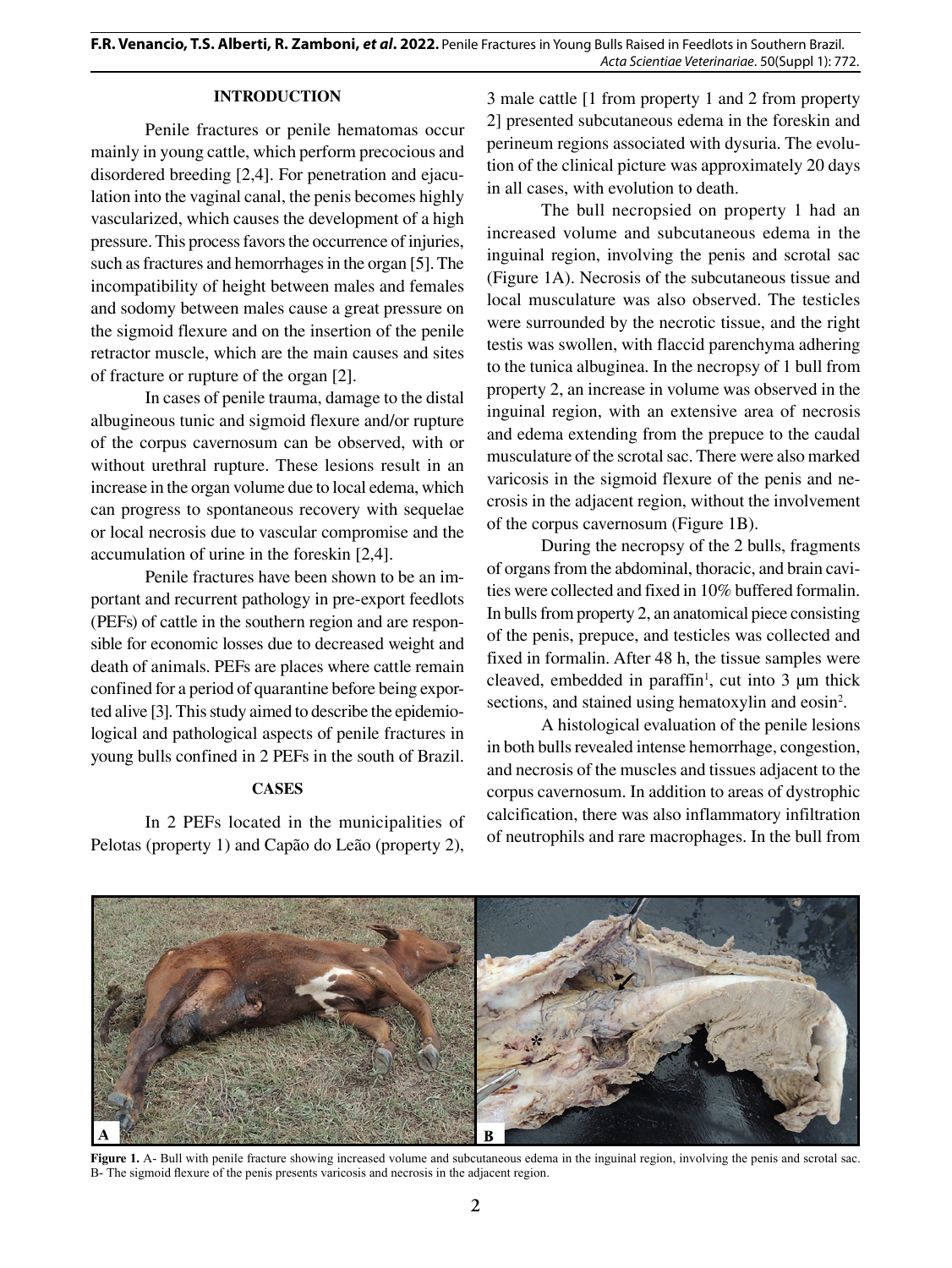## INTRODUCTION

Penile fractures or penile hematomas occur mainly in young cattle, which perform precocious and disordered breeding [2,4]. For penetration and ejaculation into the vaginal canal, the penis becomes highly vascularized, which causes the development of a high pressure. This process favors the occurrence of injuries, such as fractures and hemorrhages in the organ [5]. The incompatibility of height between males and females and sodomy between males cause a great pressure on the sigmoid flexure and on the insertion of the penile retractor muscle, which are the main causes and sites of fracture or rupture of the organ [2].

In cases of penile trauma, damage to the distal albugineous tunic and sigmoid flexure and/or rupture of the corpus cavernosum can be observed, with or without urethral rupture. These lesions result in an increase in the organ volume due to local edema, which can progress to spontaneous recovery with sequelae or local necrosis due to vascular compromise and the accumulation of urine in the foreskin [2,4].

Penile fractures have been shown to be an important and recurrent pathology in pre-export feedlots (PEFs) of cattle in the southern region and are responsible for economic losses due to decreased weight and death of animals. PEFs are places where cattle remain confined for a period of quarantine before being exported alive [3]. This study aimed to describe the epidemiological and pathological aspects of penile fractures in young bulls confined in 2 PEFs in the south of Brazil.

## CASES

In 2 PEFs located in the municipalities of Pelotas (property 1) and Capão do Leão (property 2), 3 male cattle [1 from property 1 and 2 from property 2] presented subcutaneous edema in the foreskin and perineum regions associated with dysuria. The evolution of the clinical picture was approximately 20 days in all cases, with evolution to death.

The bull necropsied on property 1 had an increased volume and subcutaneous edema in the inguinal region, involving the penis and scrotal sac (Figure 1A). Necrosis of the subcutaneous tissue and local musculature was also observed. The testicles were surrounded by the necrotic tissue, and the right testis was swollen, with flaccid parenchyma adhering to the tunica albuginea. In the necropsy of 1 bull from property 2, an increase in volume was observed in the inguinal region, with an extensive area of necrosis and edema extending from the prepuce to the caudal musculature of the scrotal sac. There were also marked varicosis in the sigmoid flexure of the penis and necrosis in the adjacent region, without the involvement of the corpus cavernosum (Figure 1B).

During the necropsy of the 2 bulls, fragments of organs from the abdominal, thoracic, and brain cavities were collected and fixed in 10% buffered formalin. In bulls from property 2, an anatomical piece consisting of the penis, prepuce, and testicles was collected and fixed in formalin. After 48 h, the tissue samples were cleaved, embedded in paraffin[1], cut into 3 μm thick sections, and stained using hematoxylin and eosin[2].

A histological evaluation of the penile lesions in both bulls revealed intense hemorrhage, congestion, and necrosis of the muscles and tissues adjacent to the corpus cavernosum. In addition to areas of dystrophic calcification, there was also inflammatory infiltration of neutrophils and rare macrophages. In the bull from

**Figure 1.** A- Bull with penile fracture showing increased volume and subcutaneous edema in the inguinal region, involving the penis and scrotal sac. B- The sigmoid flexure of the penis presents varicosis and necrosis in the adjacent region.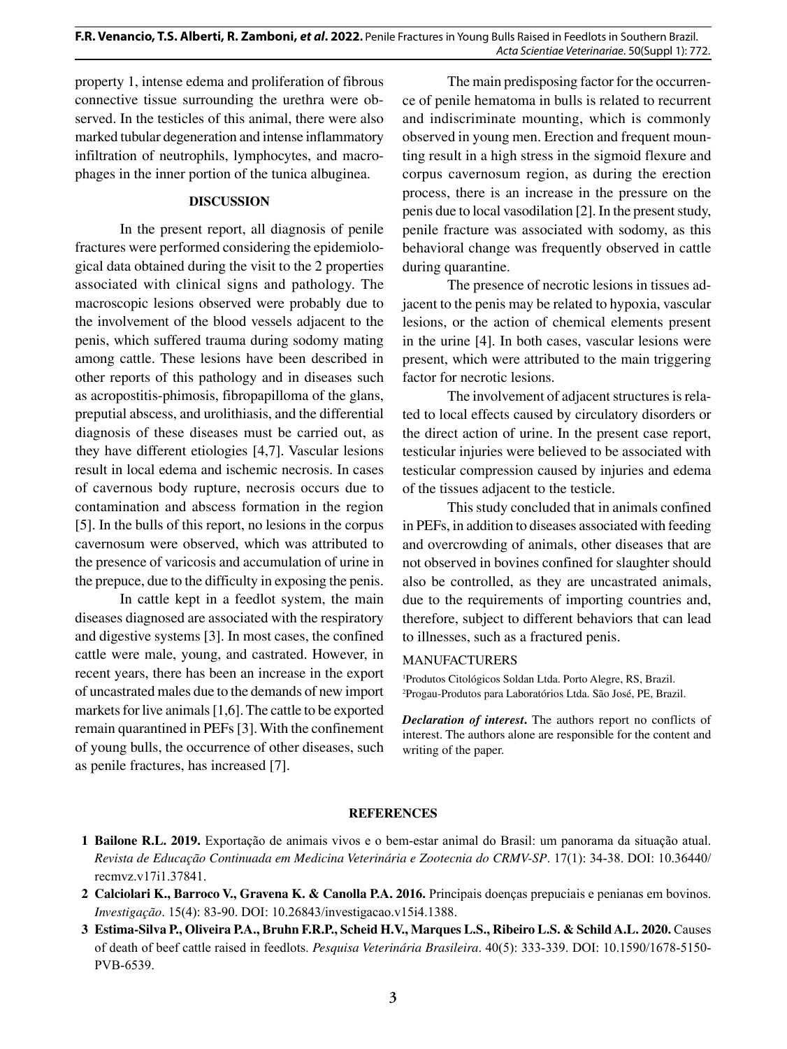property 1, intense edema and proliferation of fibrous connective tissue surrounding the urethra were observed. In the testicles of this animal, there were also marked tubular degeneration and intense inflammatory infiltration of neutrophils, lymphocytes, and macrophages in the inner portion of the tunica albuginea.

## DISCUSSION

In the present report, all diagnosis of penile fractures were performed considering the epidemiological data obtained during the visit to the 2 properties associated with clinical signs and pathology. The macroscopic lesions observed were probably due to the involvement of the blood vessels adjacent to the penis, which suffered trauma during sodomy mating among cattle. These lesions have been described in other reports of this pathology and in diseases such as acropostitis-phimosis, fibropapilloma of the glans, preputial abscess, and urolithiasis, and the differential diagnosis of these diseases must be carried out, as they have different etiologies [4,7]. Vascular lesions result in local edema and ischemic necrosis. In cases of cavernous body rupture, necrosis occurs due to contamination and abscess formation in the region [5]. In the bulls of this report, no lesions in the corpus cavernosum were observed, which was attributed to the presence of varicosis and accumulation of urine in the prepuce, due to the difficulty in exposing the penis.

In cattle kept in a feedlot system, the main diseases diagnosed are associated with the respiratory and digestive systems [3]. In most cases, the confined cattle were male, young, and castrated. However, in recent years, there has been an increase in the export of uncastrated males due to the demands of new import markets for live animals [1,6]. The cattle to be exported remain quarantined in PEFs [3]. With the confinement of young bulls, the occurrence of other diseases, such as penile fractures, has increased [7].

The main predisposing factor for the occurrence of penile hematoma in bulls is related to recurrent and indiscriminate mounting, which is commonly observed in young men. Erection and frequent mounting result in a high stress in the sigmoid flexure and corpus cavernosum region, as during the erection process, there is an increase in the pressure on the penis due to local vasodilation [2]. In the present study, penile fracture was associated with sodomy, as this behavioral change was frequently observed in cattle during quarantine.

The presence of necrotic lesions in tissues adjacent to the penis may be related to hypoxia, vascular lesions, or the action of chemical elements present in the urine [4]. In both cases, vascular lesions were present, which were attributed to the main triggering factor for necrotic lesions.

The involvement of adjacent structures is related to local effects caused by circulatory disorders or the direct action of urine. In the present case report, testicular injuries were believed to be associated with testicular compression caused by injuries and edema of the tissues adjacent to the testicle.

This study concluded that in animals confined in PEFs, in addition to diseases associated with feeding and overcrowding of animals, other diseases that are not observed in bovines confined for slaughter should also be controlled, as they are uncastrated animals, due to the requirements of importing countries and, therefore, subject to different behaviors that can lead to illnesses, such as a fractured penis.

MANUFACTURERS

[1]Produtos Citológicos Soldan Ltda. Porto Alegre, RS, Brazil.
[2]Progau-Produtos para Laboratórios Ltda. São José, PE, Brazil.

***Declaration of interest*.** The authors report no conflicts of interest. The authors alone are responsible for the content and writing of the paper.

## REFERENCES

**1 Bailone R.L. 2019.** Exportação de animais vivos e o bem-estar animal do Brasil: um panorama da situação atual. *Revista de Educação Continuada em Medicina Veterinária e Zootecnia do CRMV-SP*. 17(1): 34-38. DOI: 10.36440/recmvz.v17i1.37841.

**2 Calciolari K., Barroco V., Gravena K. & Canolla P.A. 2016.** Principais doenças prepuciais e penianas em bovinos. *Investigação*. 15(4): 83-90. DOI: 10.26843/investigacao.v15i4.1388.

**3 Estima-Silva P., Oliveira P.A., Bruhn F.R.P., Scheid H.V., Marques L.S., Ribeiro L.S. & Schild A.L. 2020.** Causes of death of beef cattle raised in feedlots. *Pesquisa Veterinária Brasileira*. 40(5): 333-339. DOI: 10.1590/1678-5150-PVB-6539.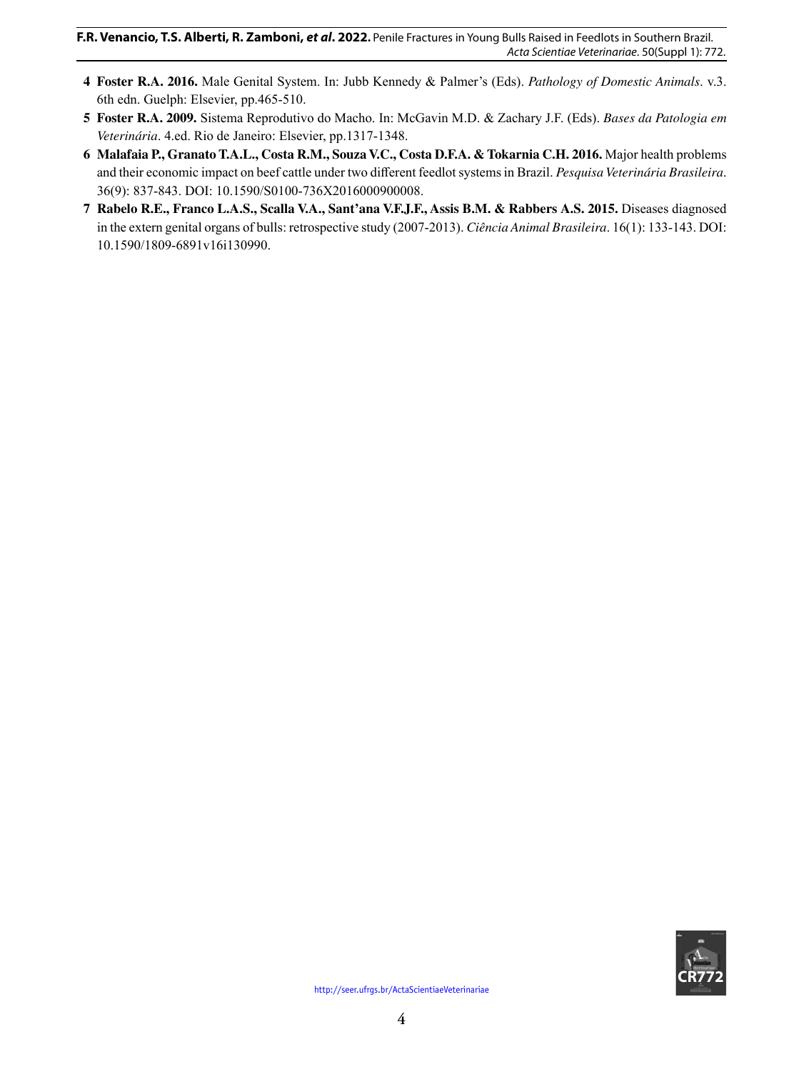4 **Foster R.A. 2016.** Male Genital System. In: Jubb Kennedy & Palmer's (Eds). *Pathology of Domestic Animals*. v.3. 6th edn. Guelph: Elsevier, pp.465-510.

5 **Foster R.A. 2009.** Sistema Reprodutivo do Macho. In: McGavin M.D. & Zachary J.F. (Eds). *Bases da Patologia em Veterinária*. 4.ed. Rio de Janeiro: Elsevier, pp.1317-1348.

6 **Malafaia P., Granato T.A.L., Costa R.M., Souza V.C., Costa D.F.A. & Tokarnia C.H. 2016.** Major health problems and their economic impact on beef cattle under two different feedlot systems in Brazil. *Pesquisa Veterinária Brasileira*. 36(9): 837-843. DOI: 10.1590/S0100-736X2016000900008.

7 **Rabelo R.E., Franco L.A.S., Scalla V.A., Sant'ana V.F.J.F., Assis B.M. & Rabbers A.S. 2015.** Diseases diagnosed in the extern genital organs of bulls: retrospective study (2007-2013). *Ciência Animal Brasileira*. 16(1): 133-143. DOI: 10.1590/1809-6891v16i130990.